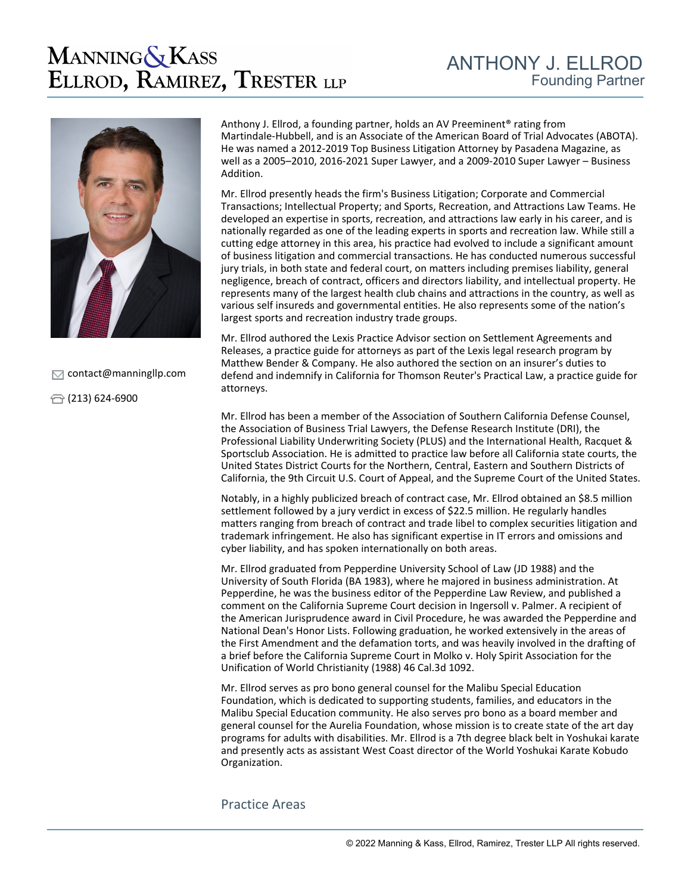# Manning & Kass Ellrod, Ramirez, Trester LLP

# ANTHONY J. ELLROD

## Founding Partner

contact@manningllp.com

(213) 624-6900

Anthony J. Ellrod, a founding partner, holds an AV Preeminent® rating from Martindale-Hubbell, and is an Associate of the American Board of Trial Advocates (ABOTA). He was named a 2012-2019 Top Business Litigation Attorney by Pasadena Magazine, as well as a 2005–2010, 2016-2021 Super Lawyer, and a 2009-2010 Super Lawyer – Business Addition.

Mr. Ellrod presently heads the firm's Business Litigation; Corporate and Commercial Transactions; Intellectual Property; and Sports, Recreation, and Attractions Law Teams. He developed an expertise in sports, recreation, and attractions law early in his career, and is nationally regarded as one of the leading experts in sports and recreation law. While still a cutting edge attorney in this area, his practice had evolved to include a significant amount of business litigation and commercial transactions. He has conducted numerous successful jury trials, in both state and federal court, on matters including premises liability, general negligence, breach of contract, officers and directors liability, and intellectual property. He represents many of the largest health club chains and attractions in the country, as well as various self insureds and governmental entities. He also represents some of the nation's largest sports and recreation industry trade groups.

Mr. Ellrod authored the Lexis Practice Advisor section on Settlement Agreements and Releases, a practice guide for attorneys as part of the Lexis legal research program by Matthew Bender & Company. He also authored the section on an insurer's duties to defend and indemnify in California for Thomson Reuter's Practical Law, a practice guide for attorneys.

Mr. Ellrod has been a member of the Association of Southern California Defense Counsel, the Association of Business Trial Lawyers, the Defense Research Institute (DRI), the Professional Liability Underwriting Society (PLUS) and the International Health, Racquet & Sportsclub Association. He is admitted to practice law before all California state courts, the United States District Courts for the Northern, Central, Eastern and Southern Districts of California, the 9th Circuit U.S. Court of Appeal, and the Supreme Court of the United States.

Notably, in a highly publicized breach of contract case, Mr. Ellrod obtained an $8.5 million settlement followed by a jury verdict in excess of $22.5 million. He regularly handles matters ranging from breach of contract and trade libel to complex securities litigation and trademark infringement. He also has significant expertise in IT errors and omissions and cyber liability, and has spoken internationally on both areas.

Mr. Ellrod graduated from Pepperdine University School of Law (JD 1988) and the University of South Florida (BA 1983), where he majored in business administration. At Pepperdine, he was the business editor of the Pepperdine Law Review, and published a comment on the California Supreme Court decision in Ingersoll v. Palmer. A recipient of the American Jurisprudence award in Civil Procedure, he was awarded the Pepperdine and National Dean's Honor Lists. Following graduation, he worked extensively in the areas of the First Amendment and the defamation torts, and was heavily involved in the drafting of a brief before the California Supreme Court in Molko v. Holy Spirit Association for the Unification of World Christianity (1988) 46 Cal.3d 1092.

Mr. Ellrod serves as pro bono general counsel for the Malibu Special Education Foundation, which is dedicated to supporting students, families, and educators in the Malibu Special Education community. He also serves pro bono as a board member and general counsel for the Aurelia Foundation, whose mission is to create state of the art day programs for adults with disabilities. Mr. Ellrod is a 7th degree black belt in Yoshukai karate and presently acts as assistant West Coast director of the World Yoshukai Karate Kobudo Organization.

## Practice Areas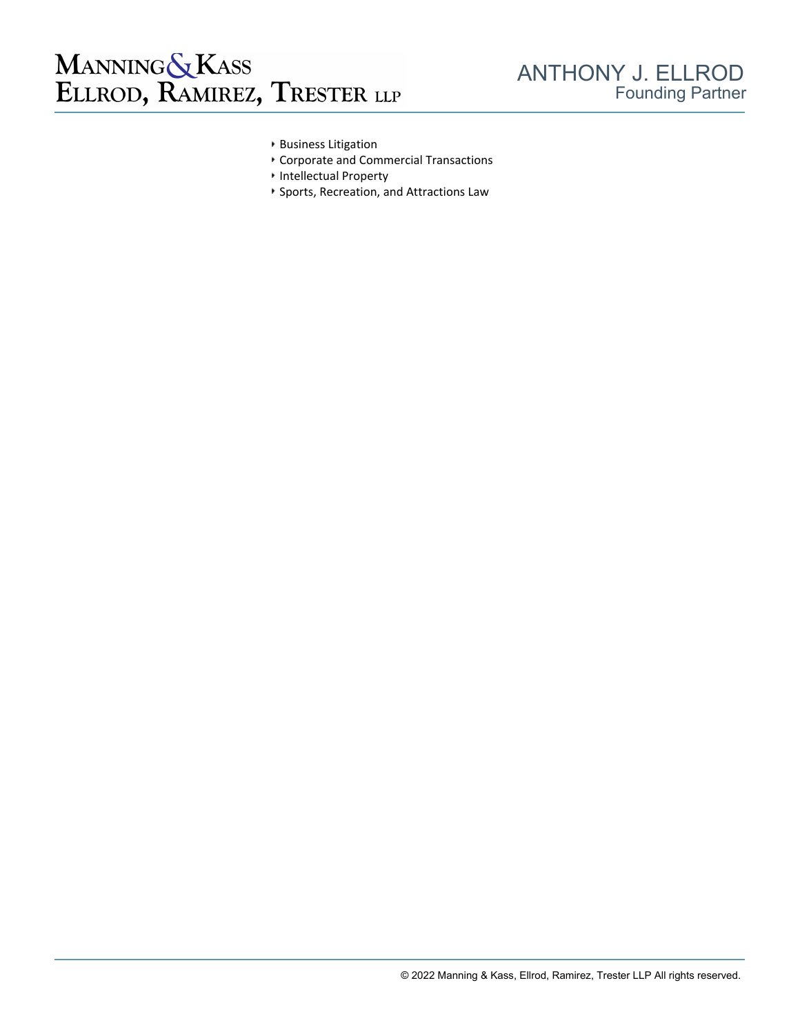- Business Litigation
- Corporate and Commercial Transactions
- Intellectual Property
- Sports, Recreation, and Attractions Law